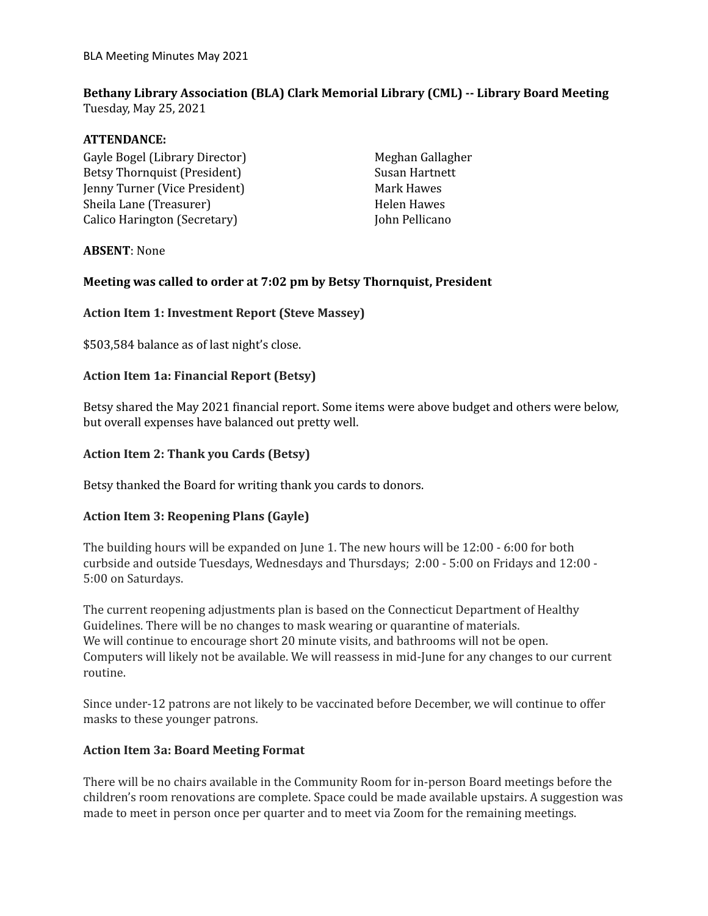**Bethany Library Association (BLA) Clark Memorial Library (CML) -- Library Board Meeting**
Tuesday, May 25, 2021

**ATTENDANCE:**

Gayle Bogel (Library Director)
Betsy Thornquist (President)
Jenny Turner (Vice President)
Sheila Lane (Treasurer)
Calico Harington (Secretary)
Meghan Gallagher
Susan Hartnett
Mark Hawes
Helen Hawes
John Pellicano

**ABSENT**: None

**Meeting was called to order at 7:02 pm by Betsy Thornquist, President**

**Action Item 1: Investment Report (Steve Massey)**

$503,584 balance as of last night's close.

**Action Item 1a: Financial Report (Betsy)**

Betsy shared the May 2021 financial report. Some items were above budget and others were below, but overall expenses have balanced out pretty well.

**Action Item 2: Thank you Cards (Betsy)**

Betsy thanked the Board for writing thank you cards to donors.

**Action Item 3: Reopening Plans (Gayle)**

The building hours will be expanded on June 1. The new hours will be 12:00 - 6:00 for both curbside and outside Tuesdays, Wednesdays and Thursdays; 2:00 - 5:00 on Fridays and 12:00 - 5:00 on Saturdays.

The current reopening adjustments plan is based on the Connecticut Department of Healthy Guidelines. There will be no changes to mask wearing or quarantine of materials.
We will continue to encourage short 20 minute visits, and bathrooms will not be open. Computers will likely not be available. We will reassess in mid-June for any changes to our current routine.

Since under-12 patrons are not likely to be vaccinated before December, we will continue to offer masks to these younger patrons.

**Action Item 3a: Board Meeting Format**

There will be no chairs available in the Community Room for in-person Board meetings before the children's room renovations are complete. Space could be made available upstairs. A suggestion was made to meet in person once per quarter and to meet via Zoom for the remaining meetings.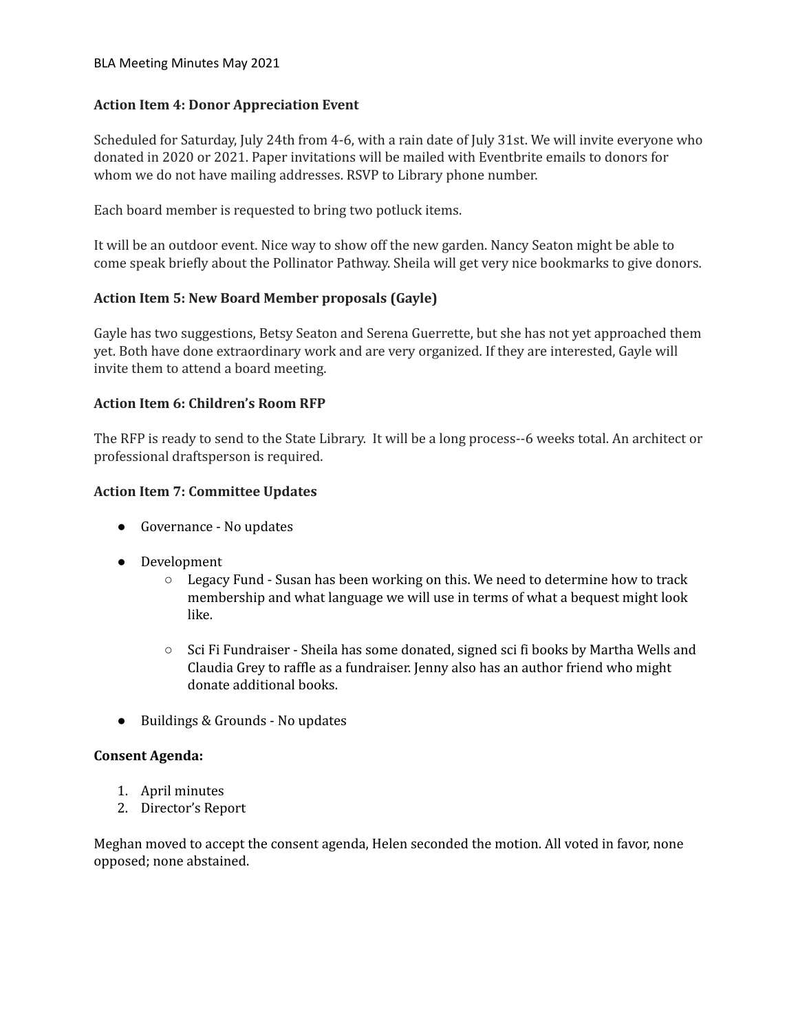### Action Item 4: Donor Appreciation Event

Scheduled for Saturday, July 24th from 4-6, with a rain date of July 31st. We will invite everyone who donated in 2020 or 2021. Paper invitations will be mailed with Eventbrite emails to donors for whom we do not have mailing addresses. RSVP to Library phone number.

Each board member is requested to bring two potluck items.

It will be an outdoor event. Nice way to show off the new garden. Nancy Seaton might be able to come speak briefly about the Pollinator Pathway. Sheila will get very nice bookmarks to give donors.

### Action Item 5: New Board Member proposals (Gayle)

Gayle has two suggestions, Betsy Seaton and Serena Guerrette, but she has not yet approached them yet. Both have done extraordinary work and are very organized. If they are interested, Gayle will invite them to attend a board meeting.

### Action Item 6: Children's Room RFP

The RFP is ready to send to the State Library. It will be a long process--6 weeks total. An architect or professional draftsperson is required.

### Action Item 7: Committee Updates

- Governance - No updates
- Development
  - Legacy Fund - Susan has been working on this. We need to determine how to track membership and what language we will use in terms of what a bequest might look like.
  - Sci Fi Fundraiser - Sheila has some donated, signed sci fi books by Martha Wells and Claudia Grey to raffle as a fundraiser. Jenny also has an author friend who might donate additional books.
- Buildings & Grounds - No updates

### Consent Agenda:

1. April minutes
2. Director's Report

Meghan moved to accept the consent agenda, Helen seconded the motion. All voted in favor, none opposed; none abstained.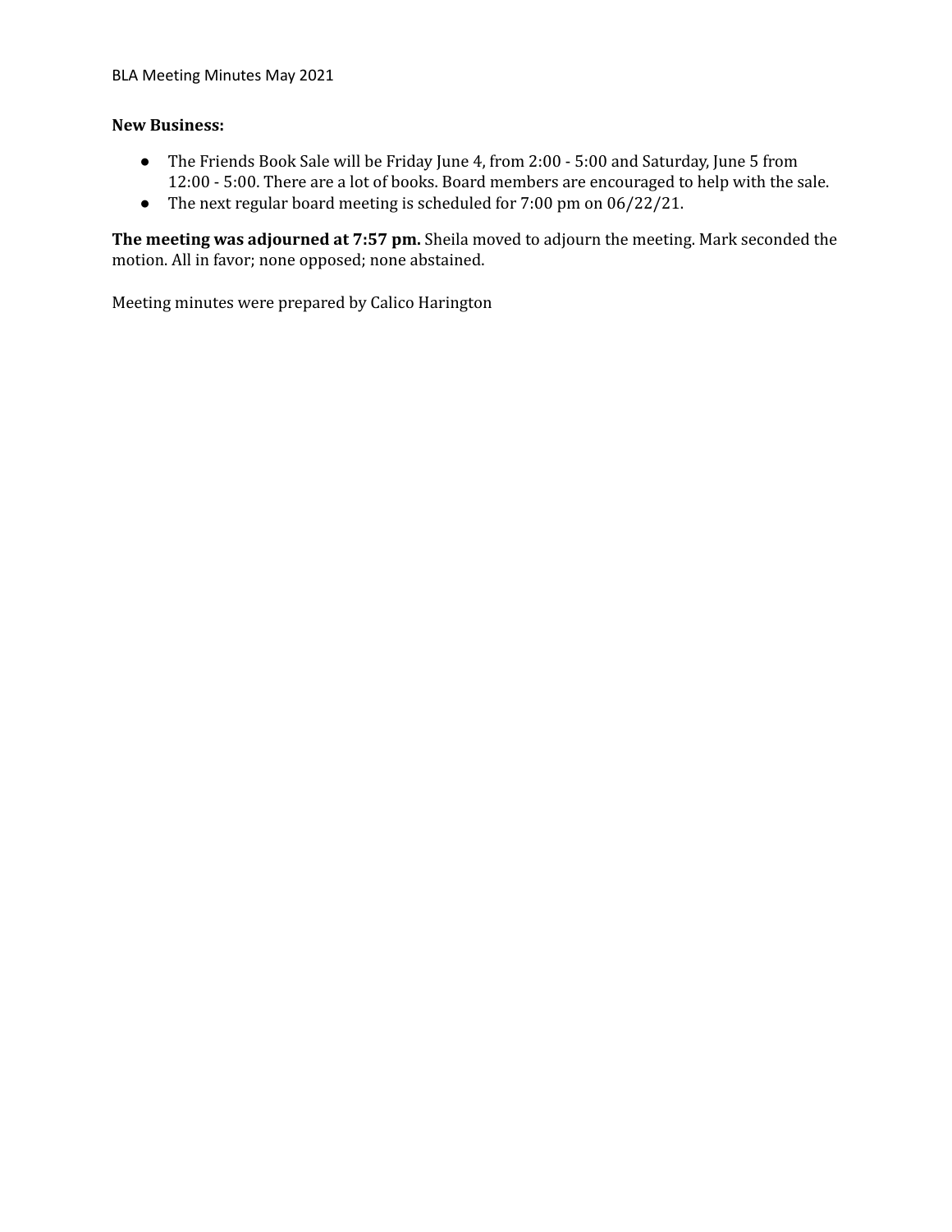**New Business:**

- The Friends Book Sale will be Friday June 4, from 2:00 - 5:00 and Saturday, June 5 from 12:00 - 5:00. There are a lot of books. Board members are encouraged to help with the sale.
- The next regular board meeting is scheduled for 7:00 pm on 06/22/21.

**The meeting was adjourned at 7:57 pm.** Sheila moved to adjourn the meeting. Mark seconded the motion. All in favor; none opposed; none abstained.

Meeting minutes were prepared by Calico Harington